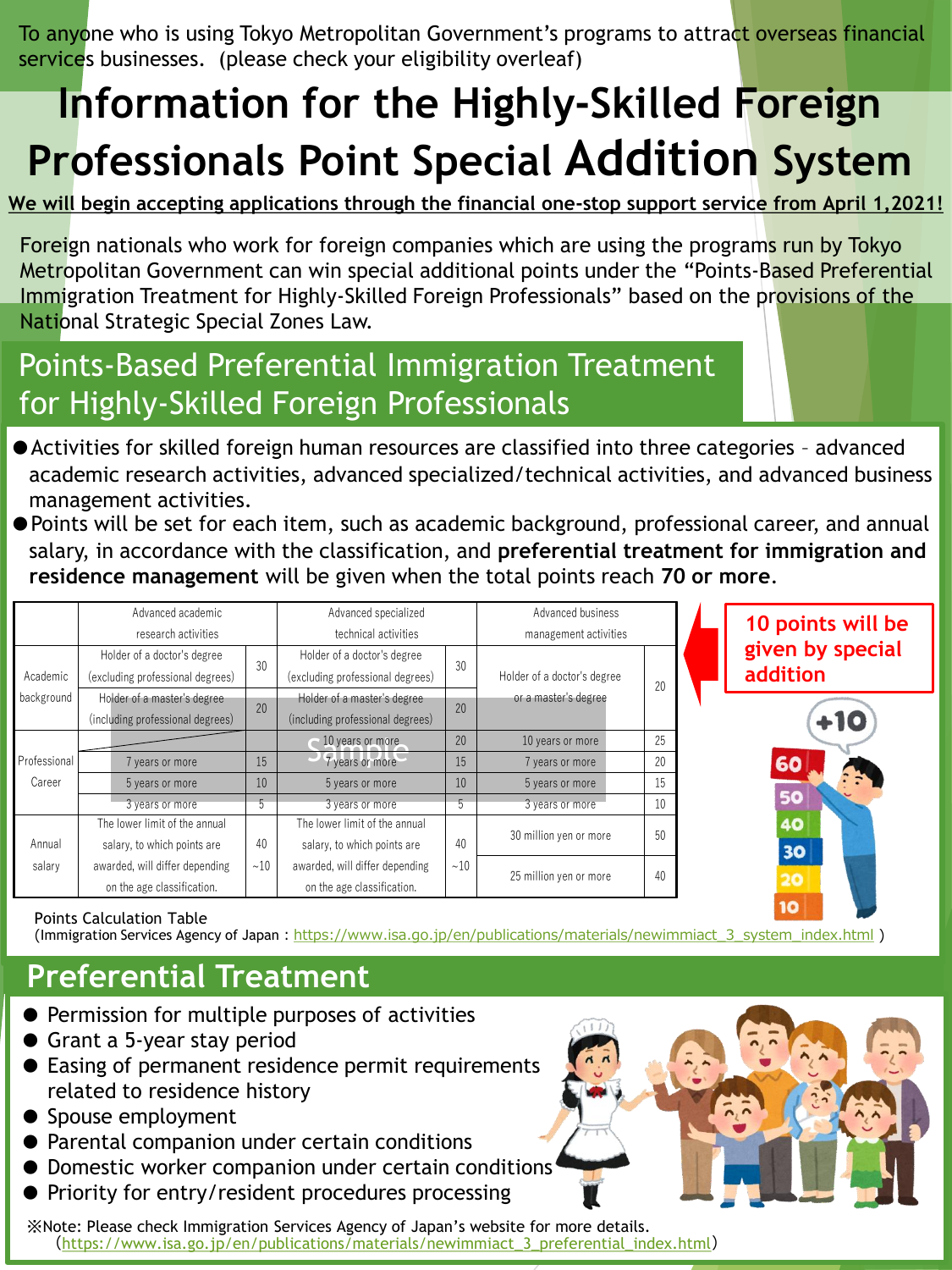To anyone who is using Tokyo Metropolitan Government's programs to attract overseas financial services businesses. (please check your eligibility overleaf)

# Information for the Highly-Skilled Foreign Professionals Point Special Addition System

**We will begin accepting applications through the financial one-stop support service from April 1,2021!**

Foreign nationals who work for foreign companies which are using the programs run by Tokyo Metropolitan Government can win special additional points under the "Points-Based Preferential Immigration Treatment for Highly-Skilled Foreign Professionals" based on the provisions of the National Strategic Special Zones Law.

## Points-Based Preferential Immigration Treatment for Highly-Skilled Foreign Professionals

- Activities for skilled foreign human resources are classified into three categories – advanced academic research activities, advanced specialized/technical activities, and advanced business management activities.
- Points will be set for each item, such as academic background, professional career, and annual salary, in accordance with the classification, and **preferential treatment for immigration and residence management** will be given when the total points reach **70 or more**.

| | Advanced academic research activities | | Advanced specialized technical activities | | Advanced business management activities | |
|---|---|---|---|---|---|---|
| Academic background | Holder of a doctor's degree (excluding professional degrees) | 30 | Holder of a doctor's degree (excluding professional degrees) | 30 | Holder of a doctor's degree or a master's degree | 20 |
| | Holder of a master's degree (including professional degrees) | 20 | Holder of a master's degree (including professional degrees) | 20 | | |
| Professional Career | | | 10 years or more | 20 | 10 years or more | 25 |
| | 7 years or more | 15 | 7 years or more | 15 | 7 years or more | 20 |
| | 5 years or more | 10 | 5 years or more | 10 | 5 years or more | 15 |
| | 3 years or more | 5 | 3 years or more | 5 | 3 years or more | 10 |
| Annual salary | The lower limit of the annual salary, to which points are awarded, will differ depending on the age classification. | 40 ~10 | The lower limit of the annual salary, to which points are awarded, will differ depending on the age classification. | 40 ~10 | 30 million yen or more | 50 |
| | | | | | 25 million yen or more | 40 |

**10 points will be given by special addition**

+10

Points Calculation Table
(Immigration Services Agency of Japan : https://www.isa.go.jp/en/publications/materials/newimmiact_3_system_index.html )

## Preferential Treatment

- Permission for multiple purposes of activities
- Grant a 5-year stay period
- Easing of permanent residence permit requirements related to residence history
- Spouse employment
- Parental companion under certain conditions
- Domestic worker companion under certain conditions
- Priority for entry/resident procedures processing

※Note: Please check Immigration Services Agency of Japan's website for more details.
(https://www.isa.go.jp/en/publications/materials/newimmiact_3_preferential_index.html)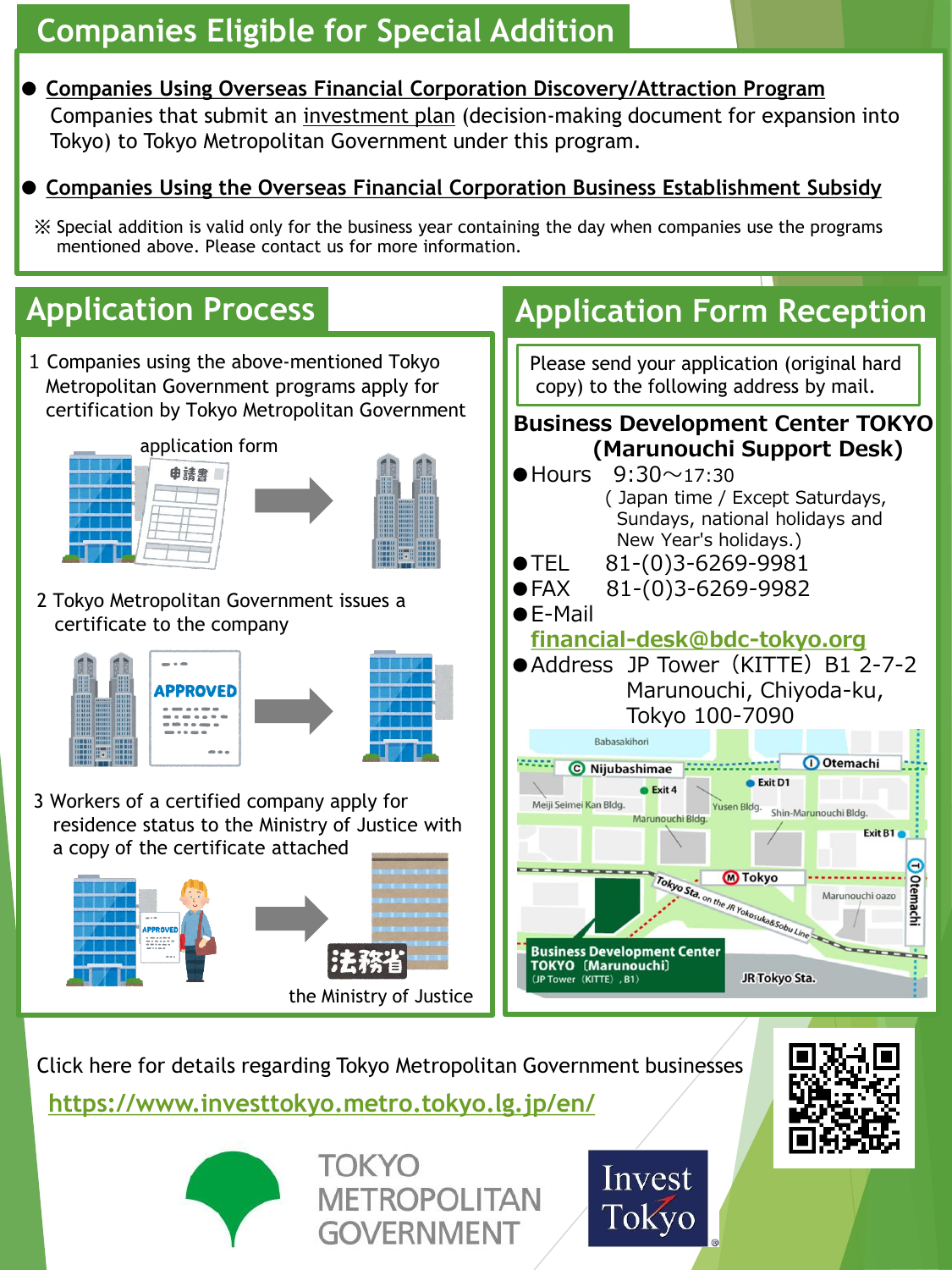## Companies Eligible for Special Addition

- **Companies Using Overseas Financial Corporation Discovery/Attraction Program**
  Companies that submit an investment plan (decision-making document for expansion into Tokyo) to Tokyo Metropolitan Government under this program.
- **Companies Using the Overseas Financial Corporation Business Establishment Subsidy**

※ Special addition is valid only for the business year containing the day when companies use the programs mentioned above. Please contact us for more information.

## Application Process

1 Companies using the above-mentioned Tokyo Metropolitan Government programs apply for certification by Tokyo Metropolitan Government

application form

2 Tokyo Metropolitan Government issues a certificate to the company

3 Workers of a certified company apply for residence status to the Ministry of Justice with a copy of the certificate attached

the Ministry of Justice

## Application Form Reception

Please send your application (original hard copy) to the following address by mail.

**Business Development Center TOKYO (Marunouchi Support Desk)**

- Hours 9:30～17:30
  (Japan time / Except Saturdays, Sundays, national holidays and New Year's holidays.)
- TEL 81-(0)3-6269-9981
- FAX 81-(0)3-6269-9982
- E-Mail
  financial-desk@bdc-tokyo.org
- Address JP Tower（KITTE）B1 2-7-2 Marunouchi, Chiyoda-ku, Tokyo 100-7090

Click here for details regarding Tokyo Metropolitan Government businesses
https://www.investtokyo.metro.tokyo.lg.jp/en/

TOKYO METROPOLITAN GOVERNMENT

Invest Tokyo